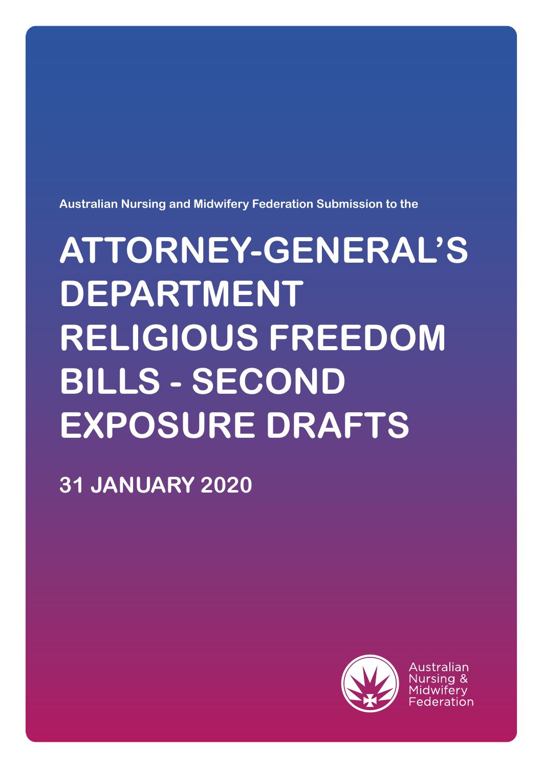Australian Nursing and Midwifery Federation Submission to the

# ATTORNEY-GENERAL'S DEPARTMENT RELIGIOUS FREEDOM BILLS - SECOND EXPOSURE DRAFTS

## 31 JANUARY 2020

Australian Nursing & Midwifery Federation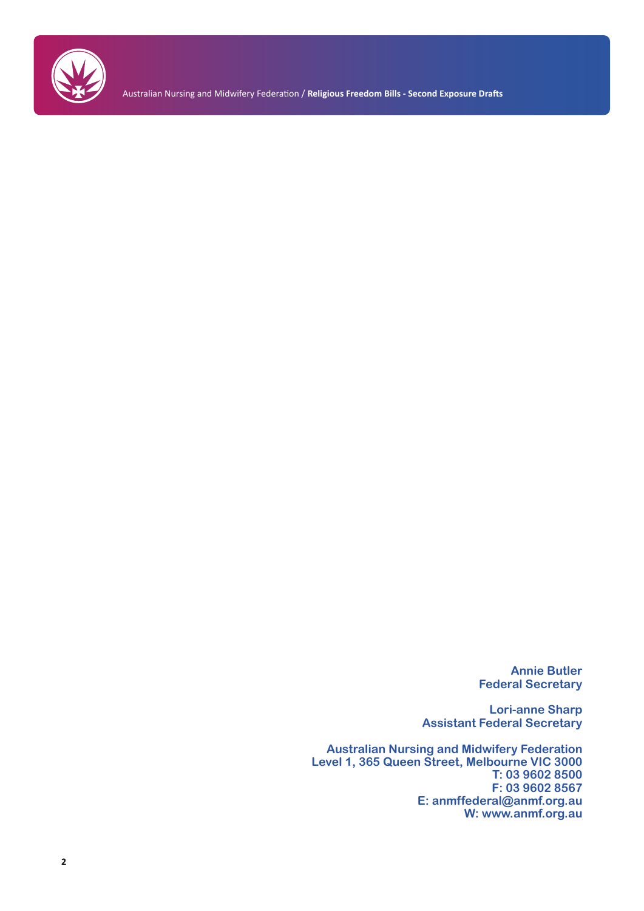**Annie Butler**
**Federal Secretary**

**Lori-anne Sharp**
**Assistant Federal Secretary**

**Australian Nursing and Midwifery Federation**
**Level 1, 365 Queen Street, Melbourne VIC 3000**
**T: 03 9602 8500**
**F: 03 9602 8567**
**E: anmffederal@anmf.org.au**
**W: www.anmf.org.au**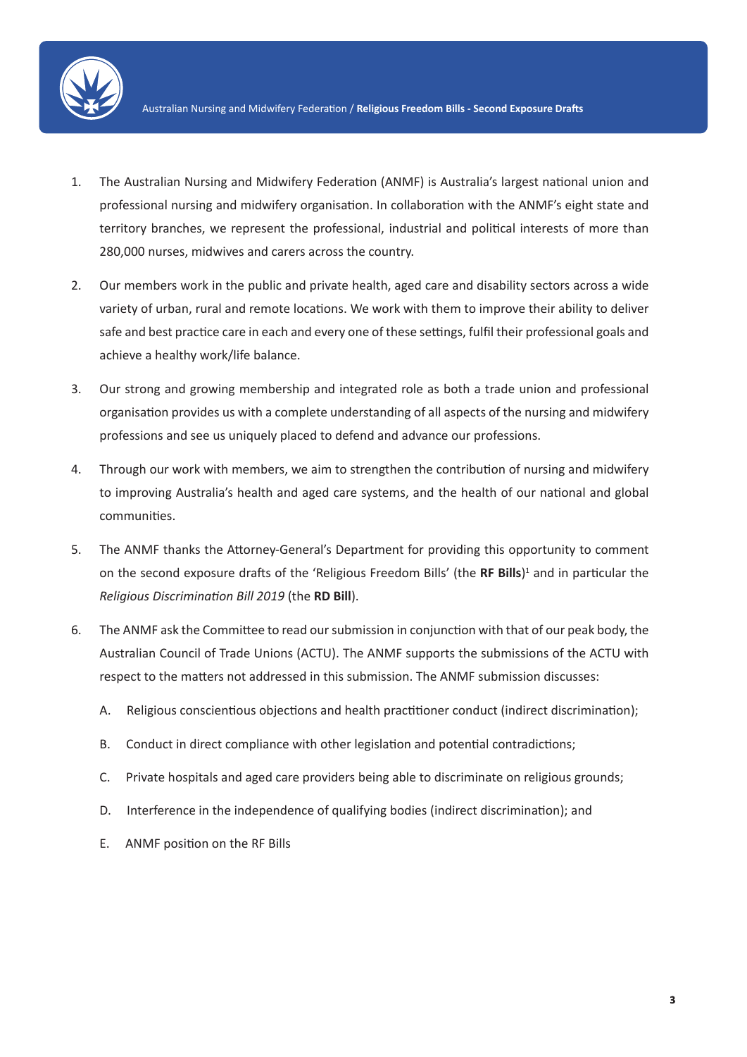1. The Australian Nursing and Midwifery Federation (ANMF) is Australia's largest national union and professional nursing and midwifery organisation. In collaboration with the ANMF's eight state and territory branches, we represent the professional, industrial and political interests of more than 280,000 nurses, midwives and carers across the country.

2. Our members work in the public and private health, aged care and disability sectors across a wide variety of urban, rural and remote locations. We work with them to improve their ability to deliver safe and best practice care in each and every one of these settings, fulfil their professional goals and achieve a healthy work/life balance.

3. Our strong and growing membership and integrated role as both a trade union and professional organisation provides us with a complete understanding of all aspects of the nursing and midwifery professions and see us uniquely placed to defend and advance our professions.

4. Through our work with members, we aim to strengthen the contribution of nursing and midwifery to improving Australia's health and aged care systems, and the health of our national and global communities.

5. The ANMF thanks the Attorney-General's Department for providing this opportunity to comment on the second exposure drafts of the 'Religious Freedom Bills' (the **RF Bills**)[1] and in particular the *Religious Discrimination Bill 2019* (the **RD Bill**).

6. The ANMF ask the Committee to read our submission in conjunction with that of our peak body, the Australian Council of Trade Unions (ACTU). The ANMF supports the submissions of the ACTU with respect to the matters not addressed in this submission. The ANMF submission discusses:

   A. Religious conscientious objections and health practitioner conduct (indirect discrimination);

   B. Conduct in direct compliance with other legislation and potential contradictions;

   C. Private hospitals and aged care providers being able to discriminate on religious grounds;

   D. Interference in the independence of qualifying bodies (indirect discrimination); and

   E. ANMF position on the RF Bills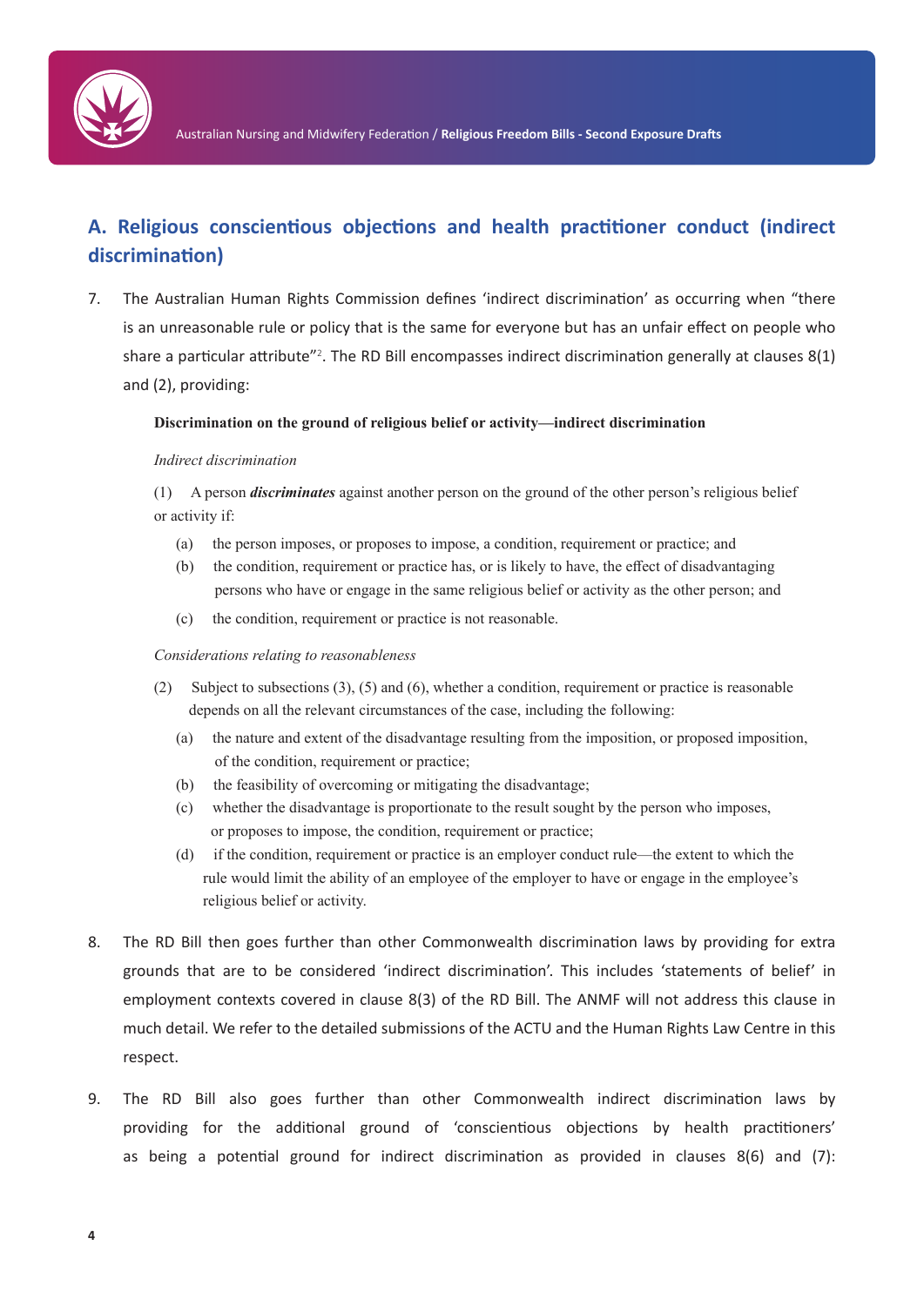## A. Religious conscientious objections and health practitioner conduct (indirect discrimination)

7. The Australian Human Rights Commission defines 'indirect discrimination' as occurring when "there is an unreasonable rule or policy that is the same for everyone but has an unfair effect on people who share a particular attribute"[2]. The RD Bill encompasses indirect discrimination generally at clauses 8(1) and (2), providing:

   **Discrimination on the ground of religious belief or activity—indirect discrimination**

   *Indirect discrimination*

   (1) A person ***discriminates*** against another person on the ground of the other person's religious belief or activity if:

   (a) the person imposes, or proposes to impose, a condition, requirement or practice; and

   (b) the condition, requirement or practice has, or is likely to have, the effect of disadvantaging persons who have or engage in the same religious belief or activity as the other person; and

   (c) the condition, requirement or practice is not reasonable.

   *Considerations relating to reasonableness*

   (2) Subject to subsections (3), (5) and (6), whether a condition, requirement or practice is reasonable depends on all the relevant circumstances of the case, including the following:

   (a) the nature and extent of the disadvantage resulting from the imposition, or proposed imposition, of the condition, requirement or practice;

   (b) the feasibility of overcoming or mitigating the disadvantage;

   (c) whether the disadvantage is proportionate to the result sought by the person who imposes, or proposes to impose, the condition, requirement or practice;

   (d) if the condition, requirement or practice is an employer conduct rule—the extent to which the rule would limit the ability of an employee of the employer to have or engage in the employee's religious belief or activity.

8. The RD Bill then goes further than other Commonwealth discrimination laws by providing for extra grounds that are to be considered 'indirect discrimination'. This includes 'statements of belief' in employment contexts covered in clause 8(3) of the RD Bill. The ANMF will not address this clause in much detail. We refer to the detailed submissions of the ACTU and the Human Rights Law Centre in this respect.

9. The RD Bill also goes further than other Commonwealth indirect discrimination laws by providing for the additional ground of 'conscientious objections by health practitioners' as being a potential ground for indirect discrimination as provided in clauses 8(6) and (7):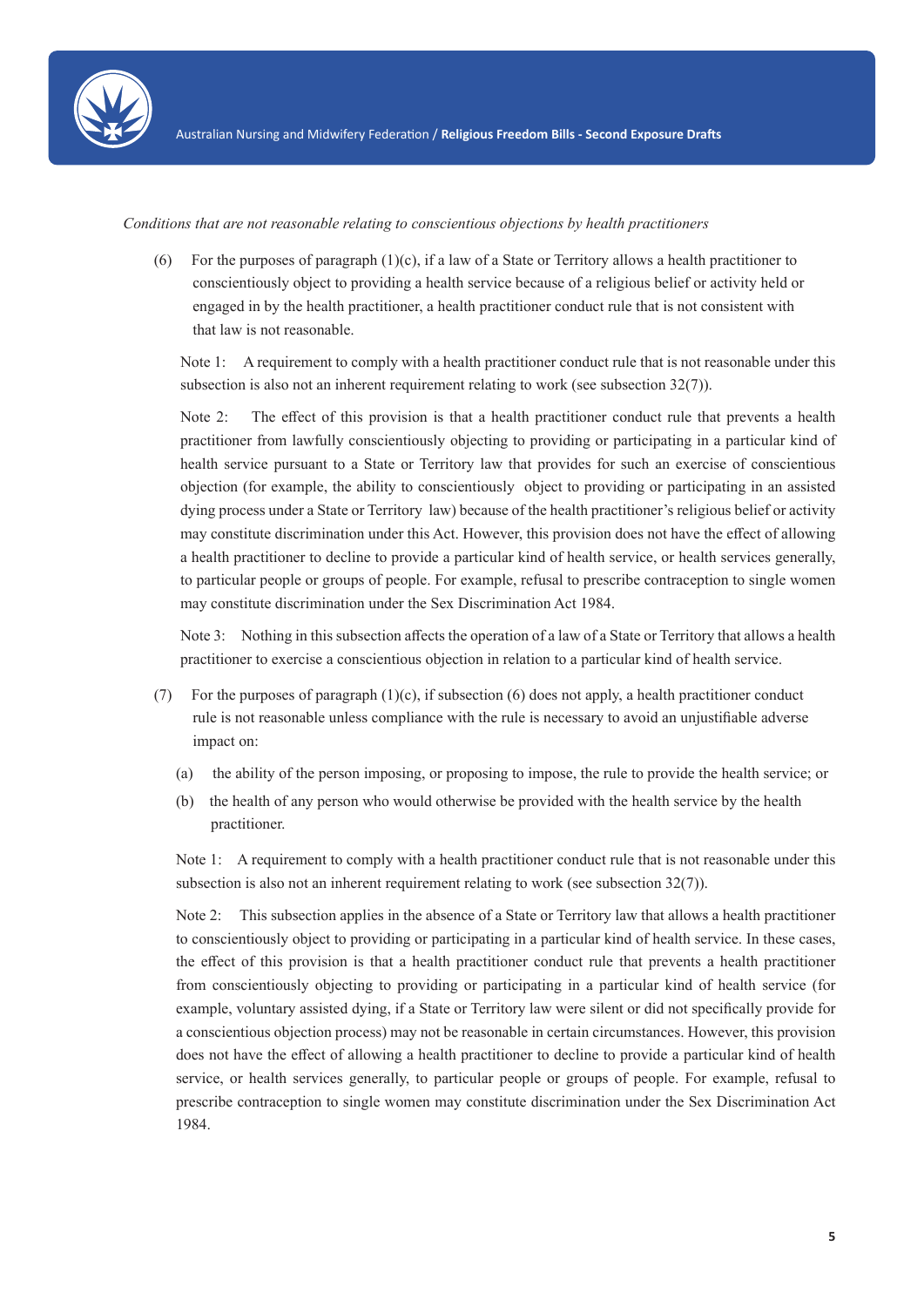*Conditions that are not reasonable relating to conscientious objections by health practitioners*

(6) For the purposes of paragraph (1)(c), if a law of a State or Territory allows a health practitioner to conscientiously object to providing a health service because of a religious belief or activity held or engaged in by the health practitioner, a health practitioner conduct rule that is not consistent with that law is not reasonable.

Note 1: A requirement to comply with a health practitioner conduct rule that is not reasonable under this subsection is also not an inherent requirement relating to work (see subsection 32(7)).

Note 2: The effect of this provision is that a health practitioner conduct rule that prevents a health practitioner from lawfully conscientiously objecting to providing or participating in a particular kind of health service pursuant to a State or Territory law that provides for such an exercise of conscientious objection (for example, the ability to conscientiously object to providing or participating in an assisted dying process under a State or Territory law) because of the health practitioner's religious belief or activity may constitute discrimination under this Act. However, this provision does not have the effect of allowing a health practitioner to decline to provide a particular kind of health service, or health services generally, to particular people or groups of people. For example, refusal to prescribe contraception to single women may constitute discrimination under the Sex Discrimination Act 1984.

Note 3: Nothing in this subsection affects the operation of a law of a State or Territory that allows a health practitioner to exercise a conscientious objection in relation to a particular kind of health service.

(7) For the purposes of paragraph (1)(c), if subsection (6) does not apply, a health practitioner conduct rule is not reasonable unless compliance with the rule is necessary to avoid an unjustifiable adverse impact on:

(a) the ability of the person imposing, or proposing to impose, the rule to provide the health service; or

(b) the health of any person who would otherwise be provided with the health service by the health practitioner.

Note 1: A requirement to comply with a health practitioner conduct rule that is not reasonable under this subsection is also not an inherent requirement relating to work (see subsection 32(7)).

Note 2: This subsection applies in the absence of a State or Territory law that allows a health practitioner to conscientiously object to providing or participating in a particular kind of health service. In these cases, the effect of this provision is that a health practitioner conduct rule that prevents a health practitioner from conscientiously objecting to providing or participating in a particular kind of health service (for example, voluntary assisted dying, if a State or Territory law were silent or did not specifically provide for a conscientious objection process) may not be reasonable in certain circumstances. However, this provision does not have the effect of allowing a health practitioner to decline to provide a particular kind of health service, or health services generally, to particular people or groups of people. For example, refusal to prescribe contraception to single women may constitute discrimination under the Sex Discrimination Act 1984.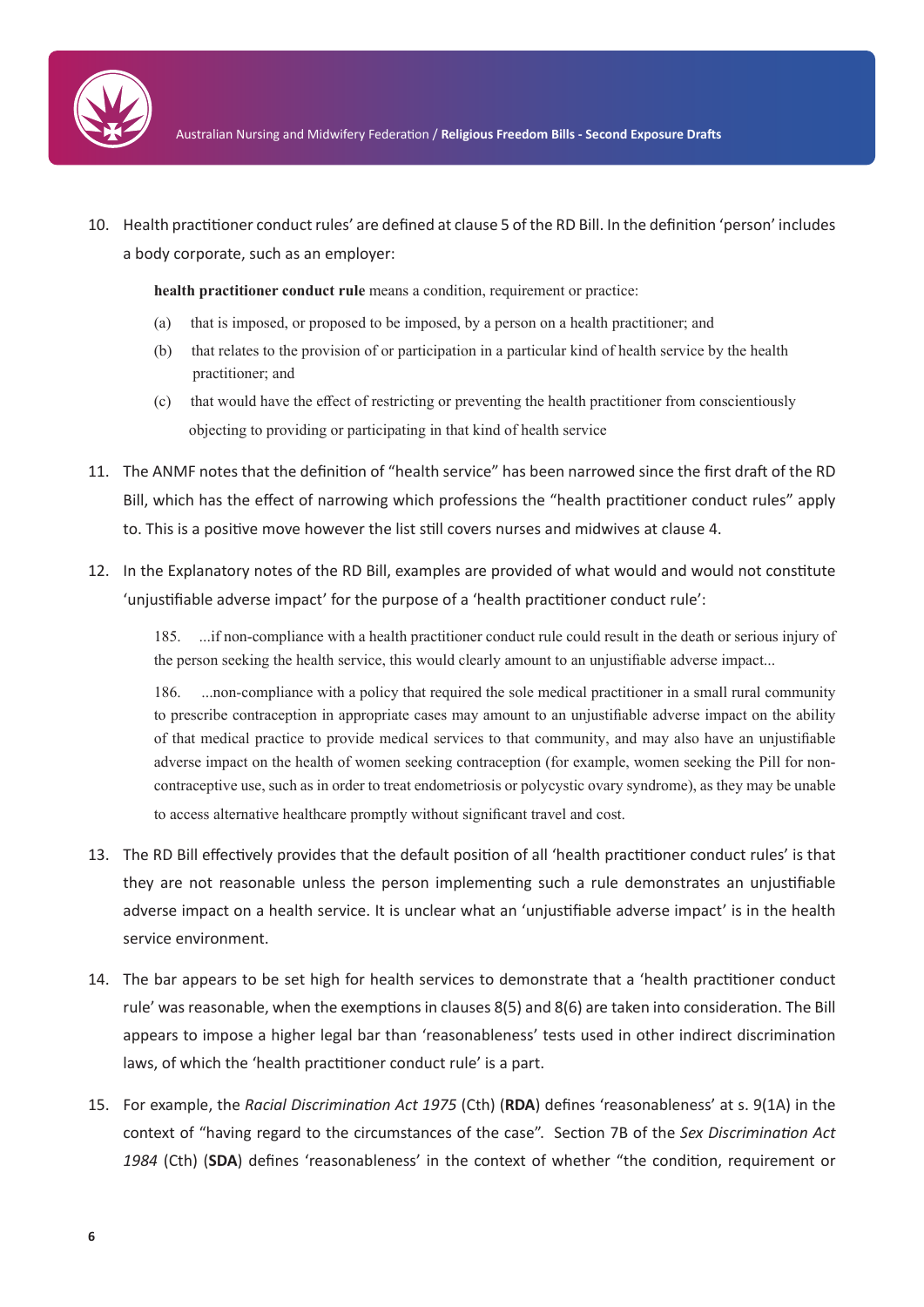10. Health practitioner conduct rules' are defined at clause 5 of the RD Bill. In the definition 'person' includes a body corporate, such as an employer:

    **health practitioner conduct rule** means a condition, requirement or practice:

    (a) that is imposed, or proposed to be imposed, by a person on a health practitioner; and

    (b) that relates to the provision of or participation in a particular kind of health service by the health practitioner; and

    (c) that would have the effect of restricting or preventing the health practitioner from conscientiously objecting to providing or participating in that kind of health service

11. The ANMF notes that the definition of "health service" has been narrowed since the first draft of the RD Bill, which has the effect of narrowing which professions the "health practitioner conduct rules" apply to. This is a positive move however the list still covers nurses and midwives at clause 4.

12. In the Explanatory notes of the RD Bill, examples are provided of what would and would not constitute 'unjustifiable adverse impact' for the purpose of a 'health practitioner conduct rule':

    185. ...if non-compliance with a health practitioner conduct rule could result in the death or serious injury of the person seeking the health service, this would clearly amount to an unjustifiable adverse impact...

    186. ...non-compliance with a policy that required the sole medical practitioner in a small rural community to prescribe contraception in appropriate cases may amount to an unjustifiable adverse impact on the ability of that medical practice to provide medical services to that community, and may also have an unjustifiable adverse impact on the health of women seeking contraception (for example, women seeking the Pill for non-contraceptive use, such as in order to treat endometriosis or polycystic ovary syndrome), as they may be unable to access alternative healthcare promptly without significant travel and cost.

13. The RD Bill effectively provides that the default position of all 'health practitioner conduct rules' is that they are not reasonable unless the person implementing such a rule demonstrates an unjustifiable adverse impact on a health service. It is unclear what an 'unjustifiable adverse impact' is in the health service environment.

14. The bar appears to be set high for health services to demonstrate that a 'health practitioner conduct rule' was reasonable, when the exemptions in clauses 8(5) and 8(6) are taken into consideration. The Bill appears to impose a higher legal bar than 'reasonableness' tests used in other indirect discrimination laws, of which the 'health practitioner conduct rule' is a part.

15. For example, the *Racial Discrimination Act 1975* (Cth) (**RDA**) defines 'reasonableness' at s. 9(1A) in the context of "having regard to the circumstances of the case". Section 7B of the *Sex Discrimination Act 1984* (Cth) (**SDA**) defines 'reasonableness' in the context of whether "the condition, requirement or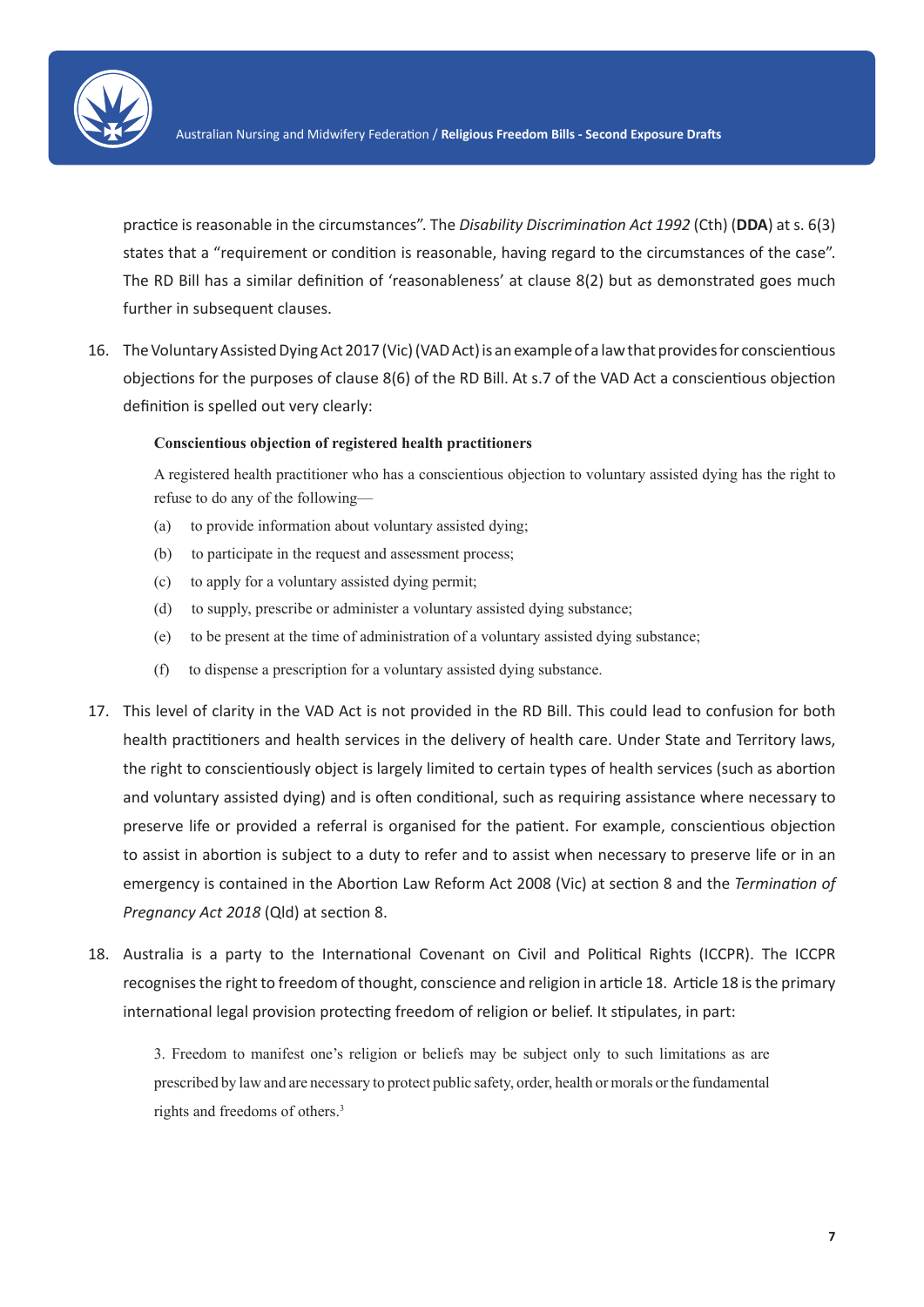practice is reasonable in the circumstances". The *Disability Discrimination Act 1992* (Cth) (**DDA**) at s. 6(3) states that a "requirement or condition is reasonable, having regard to the circumstances of the case". The RD Bill has a similar definition of 'reasonableness' at clause 8(2) but as demonstrated goes much further in subsequent clauses.

16. The Voluntary Assisted Dying Act 2017 (Vic) (VAD Act) is an example of a law that provides for conscientious objections for the purposes of clause 8(6) of the RD Bill. At s.7 of the VAD Act a conscientious objection definition is spelled out very clearly:

> **Conscientious objection of registered health practitioners**
>
> A registered health practitioner who has a conscientious objection to voluntary assisted dying has the right to refuse to do any of the following—
>
> (a) to provide information about voluntary assisted dying;
>
> (b) to participate in the request and assessment process;
>
> (c) to apply for a voluntary assisted dying permit;
>
> (d) to supply, prescribe or administer a voluntary assisted dying substance;
>
> (e) to be present at the time of administration of a voluntary assisted dying substance;
>
> (f) to dispense a prescription for a voluntary assisted dying substance.

17. This level of clarity in the VAD Act is not provided in the RD Bill. This could lead to confusion for both health practitioners and health services in the delivery of health care. Under State and Territory laws, the right to conscientiously object is largely limited to certain types of health services (such as abortion and voluntary assisted dying) and is often conditional, such as requiring assistance where necessary to preserve life or provided a referral is organised for the patient. For example, conscientious objection to assist in abortion is subject to a duty to refer and to assist when necessary to preserve life or in an emergency is contained in the Abortion Law Reform Act 2008 (Vic) at section 8 and the *Termination of Pregnancy Act 2018* (Qld) at section 8.

18. Australia is a party to the International Covenant on Civil and Political Rights (ICCPR). The ICCPR recognises the right to freedom of thought, conscience and religion in article 18. Article 18 is the primary international legal provision protecting freedom of religion or belief. It stipulates, in part:

> 3. Freedom to manifest one's religion or beliefs may be subject only to such limitations as are prescribed by law and are necessary to protect public safety, order, health or morals or the fundamental rights and freedoms of others.[3]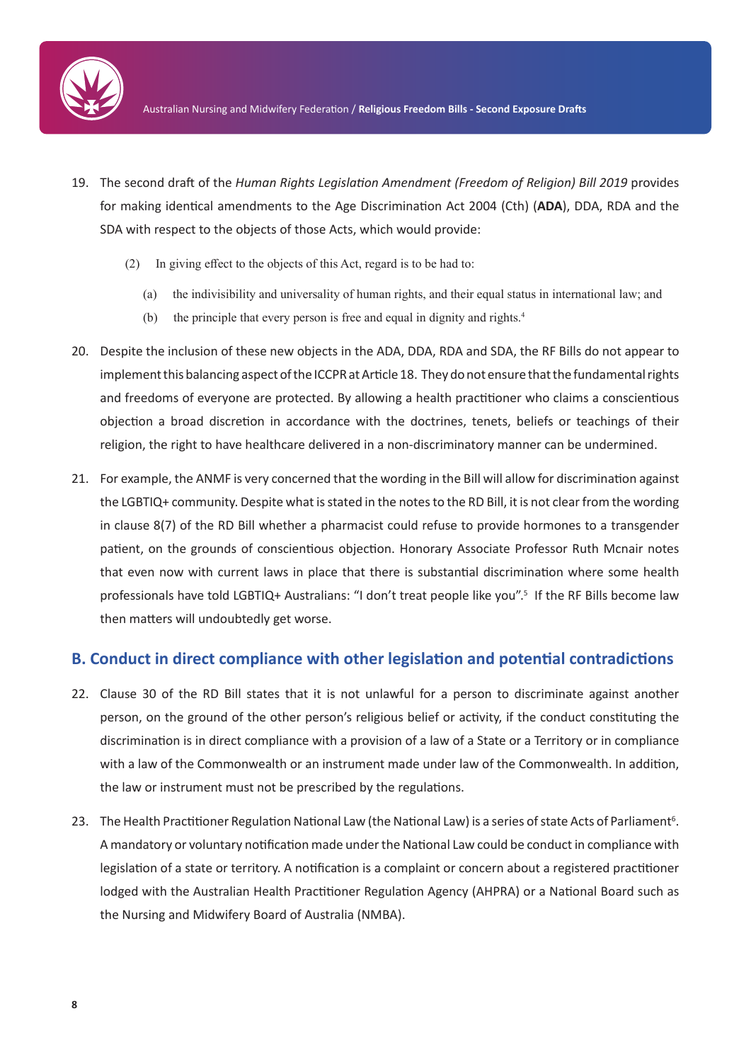19. The second draft of the *Human Rights Legislation Amendment (Freedom of Religion) Bill 2019* provides for making identical amendments to the Age Discrimination Act 2004 (Cth) (**ADA**), DDA, RDA and the SDA with respect to the objects of those Acts, which would provide:

    (2) In giving effect to the objects of this Act, regard is to be had to:

    (a) the indivisibility and universality of human rights, and their equal status in international law; and

    (b) the principle that every person is free and equal in dignity and rights.[4]

20. Despite the inclusion of these new objects in the ADA, DDA, RDA and SDA, the RF Bills do not appear to implement this balancing aspect of the ICCPR at Article 18. They do not ensure that the fundamental rights and freedoms of everyone are protected. By allowing a health practitioner who claims a conscientious objection a broad discretion in accordance with the doctrines, tenets, beliefs or teachings of their religion, the right to have healthcare delivered in a non-discriminatory manner can be undermined.

21. For example, the ANMF is very concerned that the wording in the Bill will allow for discrimination against the LGBTIQ+ community. Despite what is stated in the notes to the RD Bill, it is not clear from the wording in clause 8(7) of the RD Bill whether a pharmacist could refuse to provide hormones to a transgender patient, on the grounds of conscientious objection. Honorary Associate Professor Ruth Mcnair notes that even now with current laws in place that there is substantial discrimination where some health professionals have told LGBTIQ+ Australians: "I don't treat people like you".[5] If the RF Bills become law then matters will undoubtedly get worse.

## B. Conduct in direct compliance with other legislation and potential contradictions

22. Clause 30 of the RD Bill states that it is not unlawful for a person to discriminate against another person, on the ground of the other person's religious belief or activity, if the conduct constituting the discrimination is in direct compliance with a provision of a law of a State or a Territory or in compliance with a law of the Commonwealth or an instrument made under law of the Commonwealth. In addition, the law or instrument must not be prescribed by the regulations.

23. The Health Practitioner Regulation National Law (the National Law) is a series of state Acts of Parliament[6]. A mandatory or voluntary notification made under the National Law could be conduct in compliance with legislation of a state or territory. A notification is a complaint or concern about a registered practitioner lodged with the Australian Health Practitioner Regulation Agency (AHPRA) or a National Board such as the Nursing and Midwifery Board of Australia (NMBA).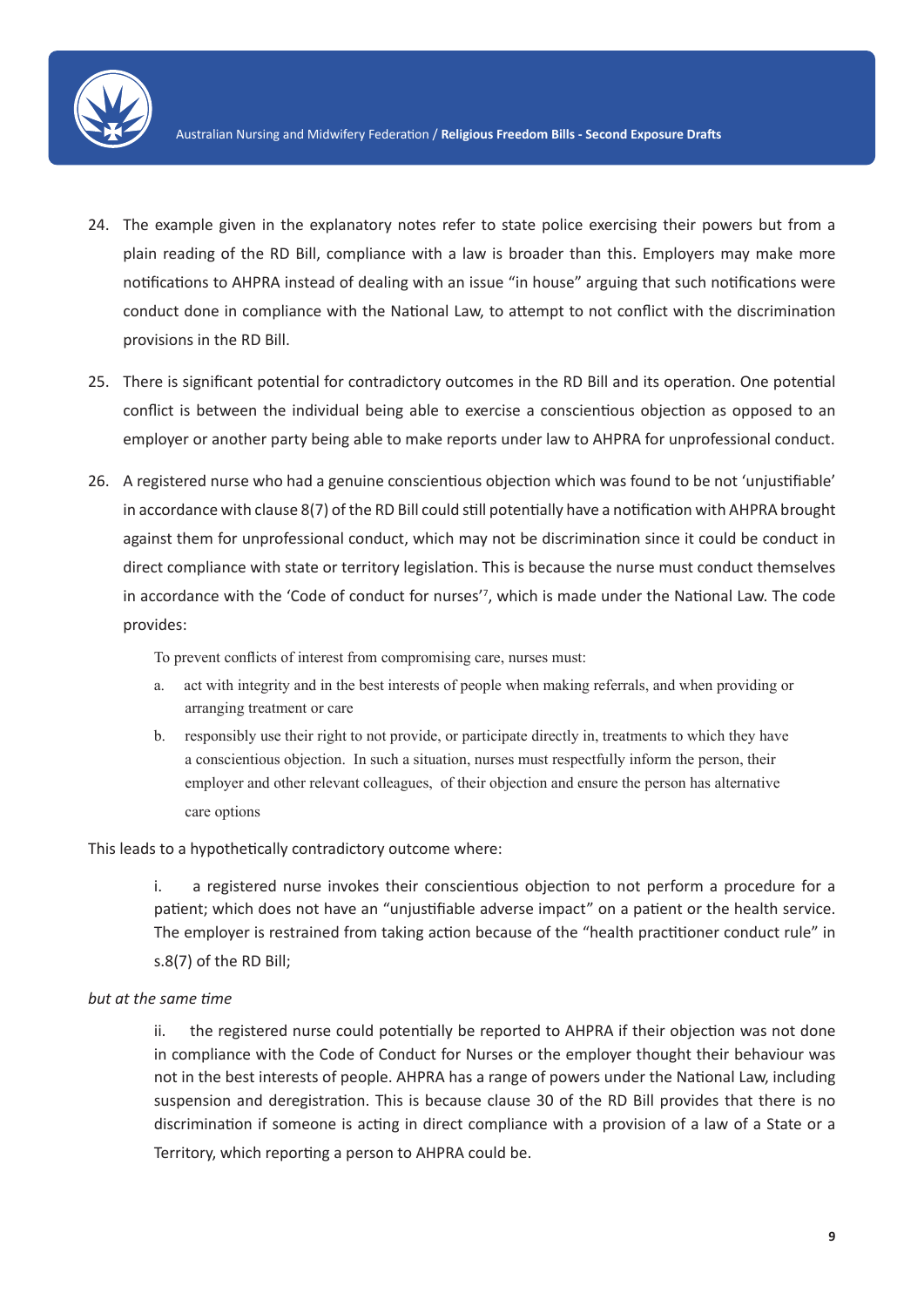24. The example given in the explanatory notes refer to state police exercising their powers but from a plain reading of the RD Bill, compliance with a law is broader than this. Employers may make more notifications to AHPRA instead of dealing with an issue "in house" arguing that such notifications were conduct done in compliance with the National Law, to attempt to not conflict with the discrimination provisions in the RD Bill.

25. There is significant potential for contradictory outcomes in the RD Bill and its operation. One potential conflict is between the individual being able to exercise a conscientious objection as opposed to an employer or another party being able to make reports under law to AHPRA for unprofessional conduct.

26. A registered nurse who had a genuine conscientious objection which was found to be not 'unjustifiable' in accordance with clause 8(7) of the RD Bill could still potentially have a notification with AHPRA brought against them for unprofessional conduct, which may not be discrimination since it could be conduct in direct compliance with state or territory legislation. This is because the nurse must conduct themselves in accordance with the 'Code of conduct for nurses'[7], which is made under the National Law. The code provides:

    To prevent conflicts of interest from compromising care, nurses must:

    a. act with integrity and in the best interests of people when making referrals, and when providing or arranging treatment or care

    b. responsibly use their right to not provide, or participate directly in, treatments to which they have a conscientious objection. In such a situation, nurses must respectfully inform the person, their employer and other relevant colleagues, of their objection and ensure the person has alternative care options

This leads to a hypothetically contradictory outcome where:

> i. a registered nurse invokes their conscientious objection to not perform a procedure for a patient; which does not have an "unjustifiable adverse impact" on a patient or the health service. The employer is restrained from taking action because of the "health practitioner conduct rule" in s.8(7) of the RD Bill;

*but at the same time*

> ii. the registered nurse could potentially be reported to AHPRA if their objection was not done in compliance with the Code of Conduct for Nurses or the employer thought their behaviour was not in the best interests of people. AHPRA has a range of powers under the National Law, including suspension and deregistration. This is because clause 30 of the RD Bill provides that there is no discrimination if someone is acting in direct compliance with a provision of a law of a State or a Territory, which reporting a person to AHPRA could be.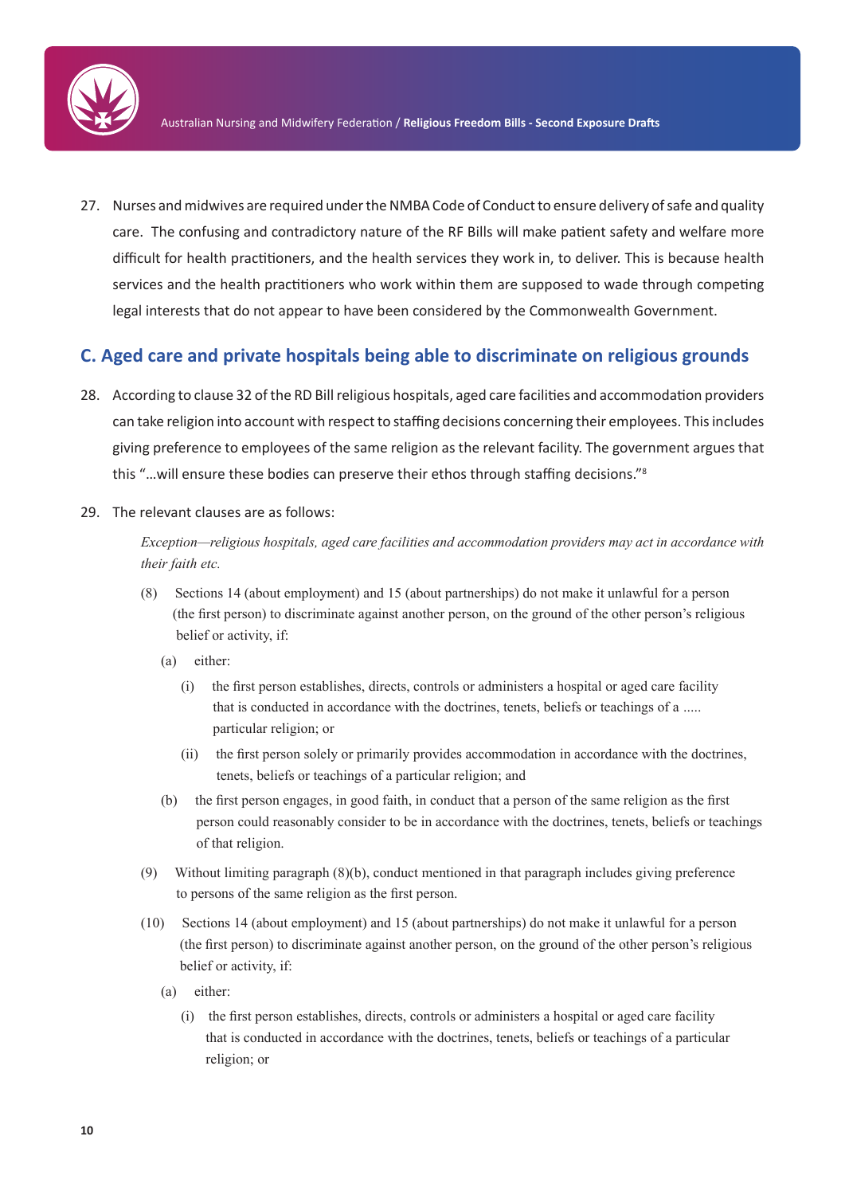27. Nurses and midwives are required under the NMBA Code of Conduct to ensure delivery of safe and quality care. The confusing and contradictory nature of the RF Bills will make patient safety and welfare more difficult for health practitioners, and the health services they work in, to deliver. This is because health services and the health practitioners who work within them are supposed to wade through competing legal interests that do not appear to have been considered by the Commonwealth Government.

## C. Aged care and private hospitals being able to discriminate on religious grounds

28. According to clause 32 of the RD Bill religious hospitals, aged care facilities and accommodation providers can take religion into account with respect to staffing decisions concerning their employees. This includes giving preference to employees of the same religion as the relevant facility. The government argues that this "…will ensure these bodies can preserve their ethos through staffing decisions."[8]

29. The relevant clauses are as follows:

    *Exception—religious hospitals, aged care facilities and accommodation providers may act in accordance with their faith etc.*

    (8) Sections 14 (about employment) and 15 (about partnerships) do not make it unlawful for a person (the first person) to discriminate against another person, on the ground of the other person's religious belief or activity, if:

    (a) either:

    (i) the first person establishes, directs, controls or administers a hospital or aged care facility that is conducted in accordance with the doctrines, tenets, beliefs or teachings of a ..... particular religion; or

    (ii) the first person solely or primarily provides accommodation in accordance with the doctrines, tenets, beliefs or teachings of a particular religion; and

    (b) the first person engages, in good faith, in conduct that a person of the same religion as the first person could reasonably consider to be in accordance with the doctrines, tenets, beliefs or teachings of that religion.

    (9) Without limiting paragraph (8)(b), conduct mentioned in that paragraph includes giving preference to persons of the same religion as the first person.

    (10) Sections 14 (about employment) and 15 (about partnerships) do not make it unlawful for a person (the first person) to discriminate against another person, on the ground of the other person's religious belief or activity, if:

    (a) either:

    (i) the first person establishes, directs, controls or administers a hospital or aged care facility that is conducted in accordance with the doctrines, tenets, beliefs or teachings of a particular religion; or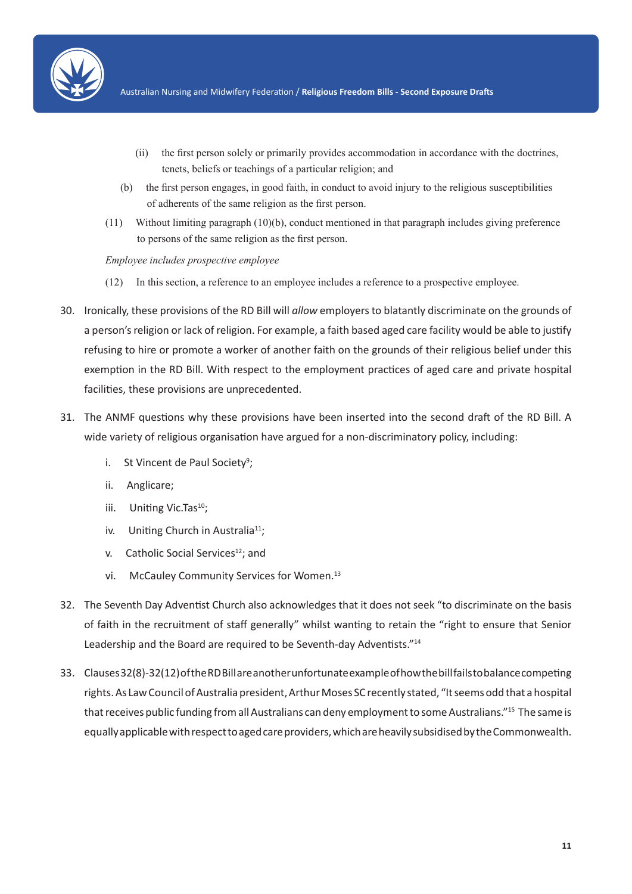(ii) the first person solely or primarily provides accommodation in accordance with the doctrines, tenets, beliefs or teachings of a particular religion; and

(b) the first person engages, in good faith, in conduct to avoid injury to the religious susceptibilities of adherents of the same religion as the first person.

(11) Without limiting paragraph (10)(b), conduct mentioned in that paragraph includes giving preference to persons of the same religion as the first person.

*Employee includes prospective employee*

(12) In this section, a reference to an employee includes a reference to a prospective employee.

30. Ironically, these provisions of the RD Bill will *allow* employers to blatantly discriminate on the grounds of a person's religion or lack of religion. For example, a faith based aged care facility would be able to justify refusing to hire or promote a worker of another faith on the grounds of their religious belief under this exemption in the RD Bill. With respect to the employment practices of aged care and private hospital facilities, these provisions are unprecedented.

31. The ANMF questions why these provisions have been inserted into the second draft of the RD Bill. A wide variety of religious organisation have argued for a non-discriminatory policy, including:

    i. St Vincent de Paul Society[9];

    ii. Anglicare;

    iii. Uniting Vic.Tas[10];

    iv. Uniting Church in Australia[11];

    v. Catholic Social Services[12]; and

    vi. McCauley Community Services for Women.[13]

32. The Seventh Day Adventist Church also acknowledges that it does not seek "to discriminate on the basis of faith in the recruitment of staff generally" whilst wanting to retain the "right to ensure that Senior Leadership and the Board are required to be Seventh-day Adventists."[14]

33. Clauses 32(8)-32(12) of the RD Bill are another unfortunate example of how the bill fails to balance competing rights. As Law Council of Australia president, Arthur Moses SC recently stated, "It seems odd that a hospital that receives public funding from all Australians can deny employment to some Australians."[15] The same is equally applicable with respect to aged care providers, which are heavily subsidised by the Commonwealth.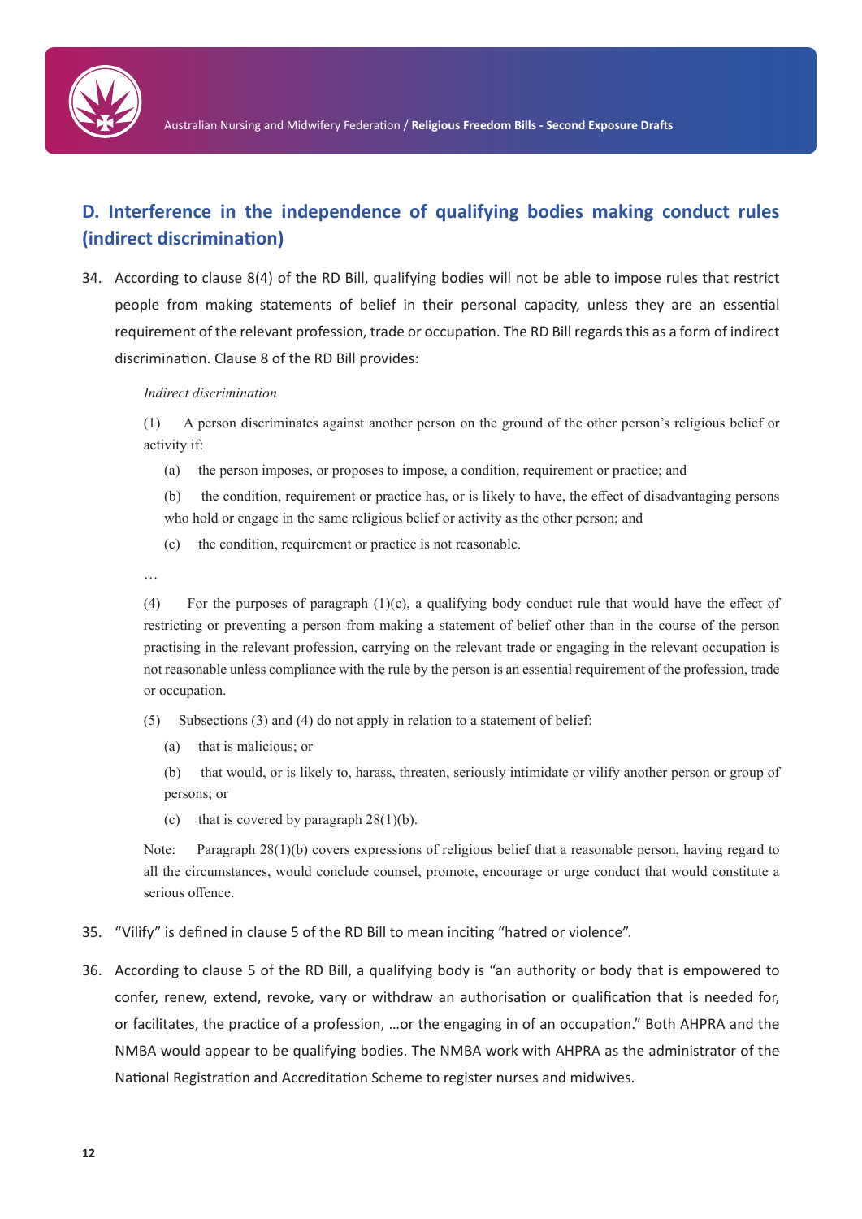## D. Interference in the independence of qualifying bodies making conduct rules (indirect discrimination)

34. According to clause 8(4) of the RD Bill, qualifying bodies will not be able to impose rules that restrict people from making statements of belief in their personal capacity, unless they are an essential requirement of the relevant profession, trade or occupation. The RD Bill regards this as a form of indirect discrimination. Clause 8 of the RD Bill provides:

    *Indirect discrimination*

    (1) A person discriminates against another person on the ground of the other person's religious belief or activity if:

    (a) the person imposes, or proposes to impose, a condition, requirement or practice; and

    (b) the condition, requirement or practice has, or is likely to have, the effect of disadvantaging persons who hold or engage in the same religious belief or activity as the other person; and

    (c) the condition, requirement or practice is not reasonable.

    …

    (4) For the purposes of paragraph (1)(c), a qualifying body conduct rule that would have the effect of restricting or preventing a person from making a statement of belief other than in the course of the person practising in the relevant profession, carrying on the relevant trade or engaging in the relevant occupation is not reasonable unless compliance with the rule by the person is an essential requirement of the profession, trade or occupation.

    (5) Subsections (3) and (4) do not apply in relation to a statement of belief:

    (a) that is malicious; or

    (b) that would, or is likely to, harass, threaten, seriously intimidate or vilify another person or group of persons; or

    (c) that is covered by paragraph 28(1)(b).

    Note: Paragraph 28(1)(b) covers expressions of religious belief that a reasonable person, having regard to all the circumstances, would conclude counsel, promote, encourage or urge conduct that would constitute a serious offence.

35. "Vilify" is defined in clause 5 of the RD Bill to mean inciting "hatred or violence".

36. According to clause 5 of the RD Bill, a qualifying body is "an authority or body that is empowered to confer, renew, extend, revoke, vary or withdraw an authorisation or qualification that is needed for, or facilitates, the practice of a profession, …or the engaging in of an occupation." Both AHPRA and the NMBA would appear to be qualifying bodies. The NMBA work with AHPRA as the administrator of the National Registration and Accreditation Scheme to register nurses and midwives.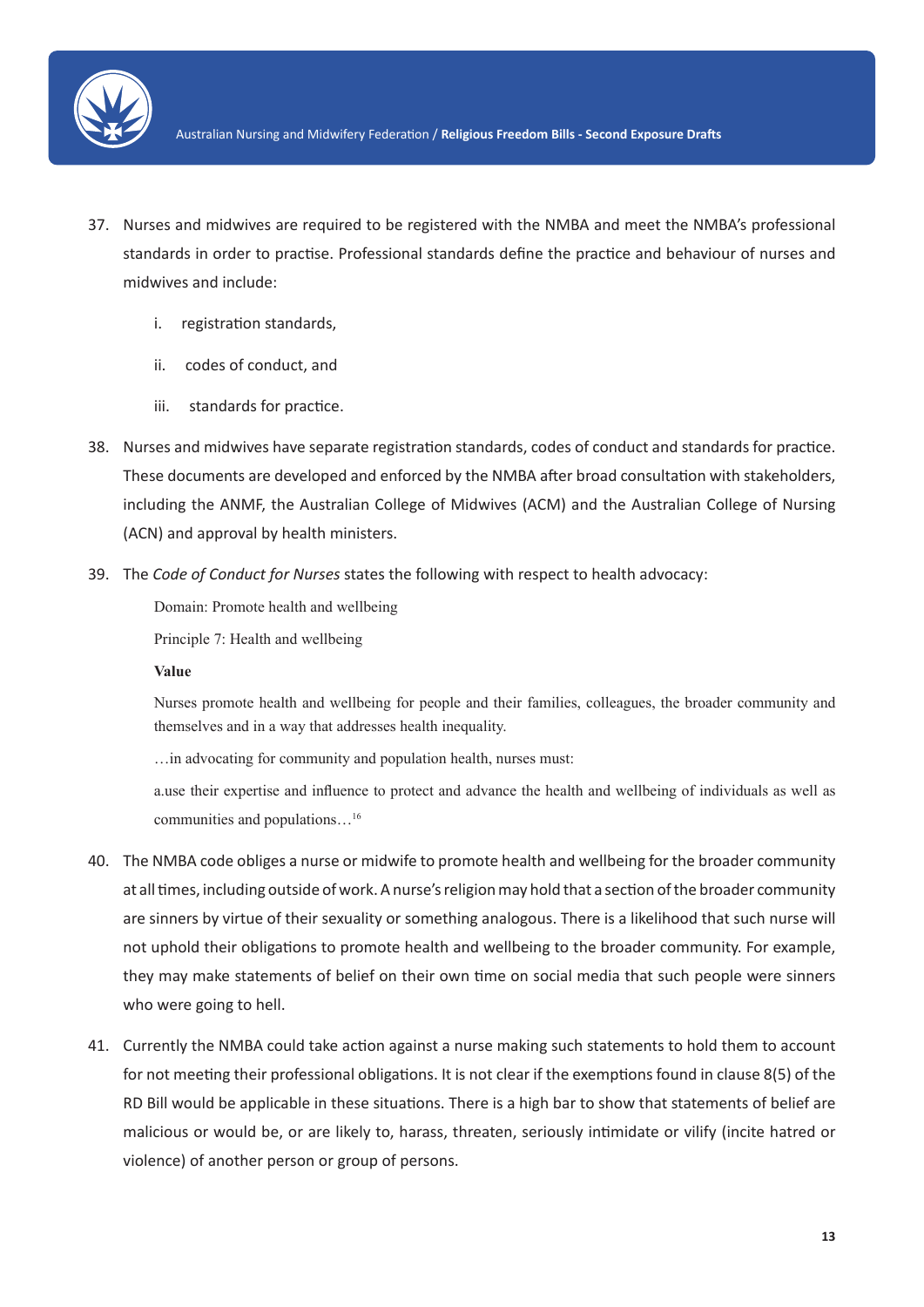37. Nurses and midwives are required to be registered with the NMBA and meet the NMBA's professional standards in order to practise. Professional standards define the practice and behaviour of nurses and midwives and include:

    i. registration standards,

    ii. codes of conduct, and

    iii. standards for practice.

38. Nurses and midwives have separate registration standards, codes of conduct and standards for practice. These documents are developed and enforced by the NMBA after broad consultation with stakeholders, including the ANMF, the Australian College of Midwives (ACM) and the Australian College of Nursing (ACN) and approval by health ministers.

39. The *Code of Conduct for Nurses* states the following with respect to health advocacy:

    > Domain: Promote health and wellbeing
    >
    > Principle 7: Health and wellbeing
    >
    > **Value**
    >
    > Nurses promote health and wellbeing for people and their families, colleagues, the broader community and themselves and in a way that addresses health inequality.
    >
    > …in advocating for community and population health, nurses must:
    >
    > a.use their expertise and influence to protect and advance the health and wellbeing of individuals as well as communities and populations…[16]

40. The NMBA code obliges a nurse or midwife to promote health and wellbeing for the broader community at all times, including outside of work. A nurse's religion may hold that a section of the broader community are sinners by virtue of their sexuality or something analogous. There is a likelihood that such nurse will not uphold their obligations to promote health and wellbeing to the broader community. For example, they may make statements of belief on their own time on social media that such people were sinners who were going to hell.

41. Currently the NMBA could take action against a nurse making such statements to hold them to account for not meeting their professional obligations. It is not clear if the exemptions found in clause 8(5) of the RD Bill would be applicable in these situations. There is a high bar to show that statements of belief are malicious or would be, or are likely to, harass, threaten, seriously intimidate or vilify (incite hatred or violence) of another person or group of persons.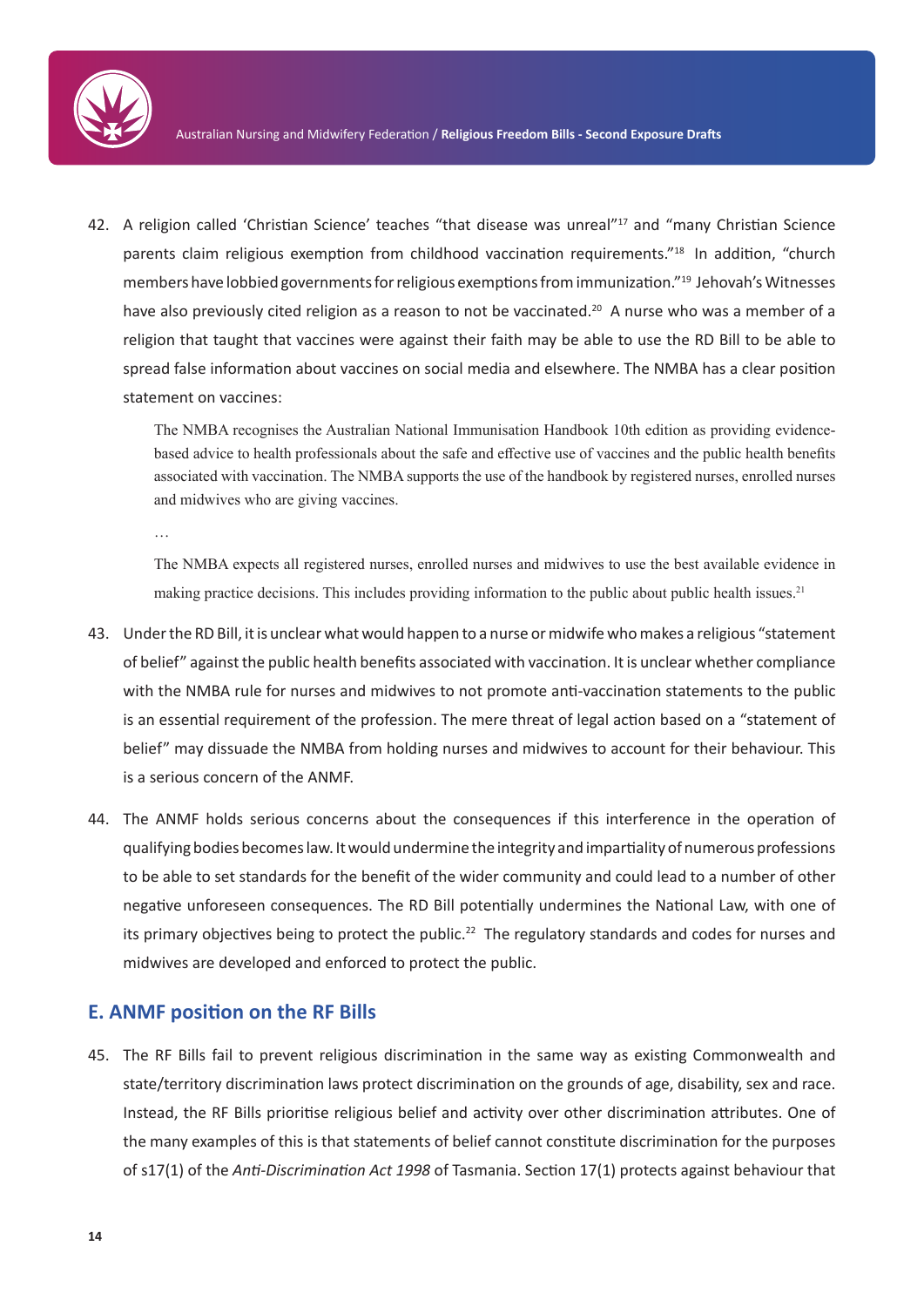42. A religion called 'Christian Science' teaches "that disease was unreal"[17] and "many Christian Science parents claim religious exemption from childhood vaccination requirements."[18] In addition, "church members have lobbied governments for religious exemptions from immunization."[19] Jehovah's Witnesses have also previously cited religion as a reason to not be vaccinated.[20] A nurse who was a member of a religion that taught that vaccines were against their faith may be able to use the RD Bill to be able to spread false information about vaccines on social media and elsewhere. The NMBA has a clear position statement on vaccines:

> The NMBA recognises the Australian National Immunisation Handbook 10th edition as providing evidence-based advice to health professionals about the safe and effective use of vaccines and the public health benefits associated with vaccination. The NMBA supports the use of the handbook by registered nurses, enrolled nurses and midwives who are giving vaccines.
>
> …
>
> The NMBA expects all registered nurses, enrolled nurses and midwives to use the best available evidence in making practice decisions. This includes providing information to the public about public health issues.[21]

43. Under the RD Bill, it is unclear what would happen to a nurse or midwife who makes a religious "statement of belief" against the public health benefits associated with vaccination. It is unclear whether compliance with the NMBA rule for nurses and midwives to not promote anti-vaccination statements to the public is an essential requirement of the profession. The mere threat of legal action based on a "statement of belief" may dissuade the NMBA from holding nurses and midwives to account for their behaviour. This is a serious concern of the ANMF.

44. The ANMF holds serious concerns about the consequences if this interference in the operation of qualifying bodies becomes law. It would undermine the integrity and impartiality of numerous professions to be able to set standards for the benefit of the wider community and could lead to a number of other negative unforeseen consequences. The RD Bill potentially undermines the National Law, with one of its primary objectives being to protect the public.[22] The regulatory standards and codes for nurses and midwives are developed and enforced to protect the public.

## E. ANMF position on the RF Bills

45. The RF Bills fail to prevent religious discrimination in the same way as existing Commonwealth and state/territory discrimination laws protect discrimination on the grounds of age, disability, sex and race. Instead, the RF Bills prioritise religious belief and activity over other discrimination attributes. One of the many examples of this is that statements of belief cannot constitute discrimination for the purposes of s17(1) of the *Anti-Discrimination Act 1998* of Tasmania. Section 17(1) protects against behaviour that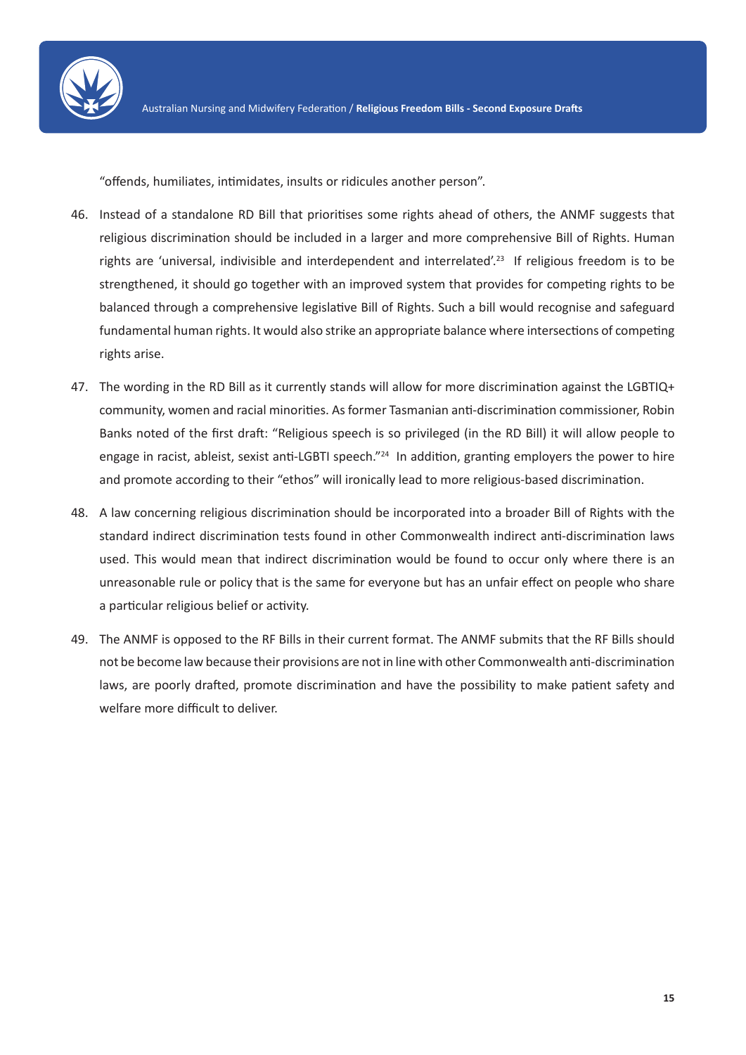"offends, humiliates, intimidates, insults or ridicules another person".

46. Instead of a standalone RD Bill that prioritises some rights ahead of others, the ANMF suggests that religious discrimination should be included in a larger and more comprehensive Bill of Rights. Human rights are 'universal, indivisible and interdependent and interrelated'.[23] If religious freedom is to be strengthened, it should go together with an improved system that provides for competing rights to be balanced through a comprehensive legislative Bill of Rights. Such a bill would recognise and safeguard fundamental human rights. It would also strike an appropriate balance where intersections of competing rights arise.

47. The wording in the RD Bill as it currently stands will allow for more discrimination against the LGBTIQ+ community, women and racial minorities. As former Tasmanian anti-discrimination commissioner, Robin Banks noted of the first draft: "Religious speech is so privileged (in the RD Bill) it will allow people to engage in racist, ableist, sexist anti-LGBTI speech."[24] In addition, granting employers the power to hire and promote according to their "ethos" will ironically lead to more religious-based discrimination.

48. A law concerning religious discrimination should be incorporated into a broader Bill of Rights with the standard indirect discrimination tests found in other Commonwealth indirect anti-discrimination laws used. This would mean that indirect discrimination would be found to occur only where there is an unreasonable rule or policy that is the same for everyone but has an unfair effect on people who share a particular religious belief or activity.

49. The ANMF is opposed to the RF Bills in their current format. The ANMF submits that the RF Bills should not be become law because their provisions are not in line with other Commonwealth anti-discrimination laws, are poorly drafted, promote discrimination and have the possibility to make patient safety and welfare more difficult to deliver.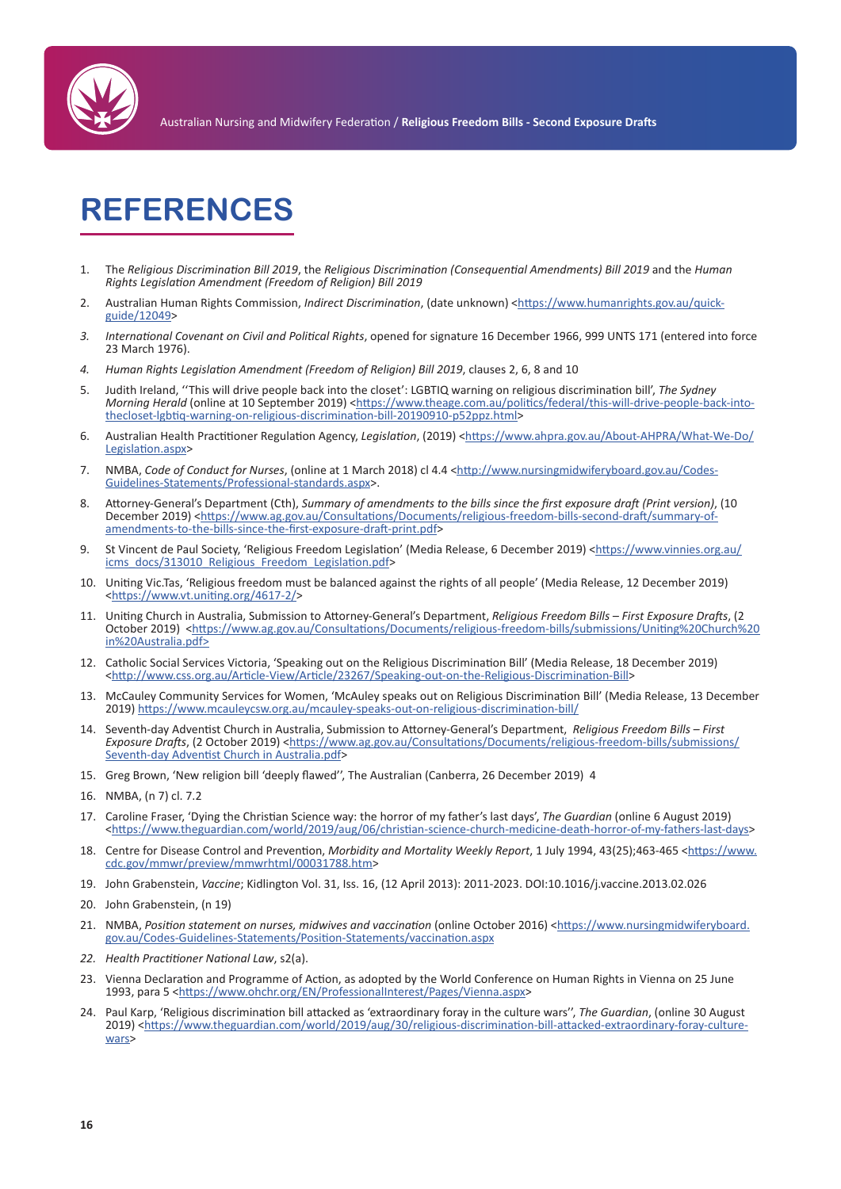# REFERENCES

1. The *Religious Discrimination Bill 2019*, the *Religious Discrimination (Consequential Amendments) Bill 2019* and the *Human Rights Legislation Amendment (Freedom of Religion) Bill 2019*
2. Australian Human Rights Commission, *Indirect Discrimination*, (date unknown) <https://www.humanrights.gov.au/quick-guide/12049>
3. *International Covenant on Civil and Political Rights*, opened for signature 16 December 1966, 999 UNTS 171 (entered into force 23 March 1976).
4. *Human Rights Legislation Amendment (Freedom of Religion) Bill 2019*, clauses 2, 6, 8 and 10
5. Judith Ireland, ''This will drive people back into the closet': LGBTIQ warning on religious discrimination bill', *The Sydney Morning Herald* (online at 10 September 2019) <https://www.theage.com.au/politics/federal/this-will-drive-people-back-into-thecloset-lgbtiq-warning-on-religious-discrimination-bill-20190910-p52ppz.html>
6. Australian Health Practitioner Regulation Agency, *Legislation*, (2019) <https://www.ahpra.gov.au/About-AHPRA/What-We-Do/Legislation.aspx>
7. NMBA, *Code of Conduct for Nurses*, (online at 1 March 2018) cl 4.4 <http://www.nursingmidwiferyboard.gov.au/Codes-Guidelines-Statements/Professional-standards.aspx>.
8. Attorney-General's Department (Cth), *Summary of amendments to the bills since the first exposure draft (Print version)*, (10 December 2019) <https://www.ag.gov.au/Consultations/Documents/religious-freedom-bills-second-draft/summary-of-amendments-to-the-bills-since-the-first-exposure-draft-print.pdf>
9. St Vincent de Paul Society, 'Religious Freedom Legislation' (Media Release, 6 December 2019) <https://www.vinnies.org.au/icms_docs/313010_Religious_Freedom_Legislation.pdf>
10. Uniting Vic.Tas, 'Religious freedom must be balanced against the rights of all people' (Media Release, 12 December 2019) <https://www.vt.uniting.org/4617-2/>
11. Uniting Church in Australia, Submission to Attorney-General's Department, *Religious Freedom Bills – First Exposure Drafts*, (2 October 2019) <https://www.ag.gov.au/Consultations/Documents/religious-freedom-bills/submissions/Uniting%20Church%20in%20Australia.pdf>
12. Catholic Social Services Victoria, 'Speaking out on the Religious Discrimination Bill' (Media Release, 18 December 2019) <http://www.css.org.au/Article-View/Article/23267/Speaking-out-on-the-Religious-Discrimination-Bill>
13. McCauley Community Services for Women, 'McAuley speaks out on Religious Discrimination Bill' (Media Release, 13 December 2019) https://www.mcauleycsw.org.au/mcauley-speaks-out-on-religious-discrimination-bill/
14. Seventh-day Adventist Church in Australia, Submission to Attorney-General's Department, *Religious Freedom Bills – First Exposure Drafts*, (2 October 2019) <https://www.ag.gov.au/Consultations/Documents/religious-freedom-bills/submissions/Seventh-day Adventist Church in Australia.pdf>
15. Greg Brown, 'New religion bill 'deeply flawed'', The Australian (Canberra, 26 December 2019) 4
16. NMBA, (n 7) cl. 7.2
17. Caroline Fraser, 'Dying the Christian Science way: the horror of my father's last days', *The Guardian* (online 6 August 2019) <https://www.theguardian.com/world/2019/aug/06/christian-science-church-medicine-death-horror-of-my-fathers-last-days>
18. Centre for Disease Control and Prevention, *Morbidity and Mortality Weekly Report*, 1 July 1994, 43(25);463-465 <https://www.cdc.gov/mmwr/preview/mmwrhtml/00031788.htm>
19. John Grabenstein, *Vaccine*; Kidlington Vol. 31, Iss. 16, (12 April 2013): 2011-2023. DOI:10.1016/j.vaccine.2013.02.026
20. John Grabenstein, (n 19)
21. NMBA, *Position statement on nurses, midwives and vaccination* (online October 2016) <https://www.nursingmidwiferyboard.gov.au/Codes-Guidelines-Statements/Position-Statements/vaccination.aspx
22. *Health Practitioner National Law*, s2(a).
23. Vienna Declaration and Programme of Action, as adopted by the World Conference on Human Rights in Vienna on 25 June 1993, para 5 <https://www.ohchr.org/EN/ProfessionalInterest/Pages/Vienna.aspx>
24. Paul Karp, 'Religious discrimination bill attacked as 'extraordinary foray in the culture wars'', *The Guardian*, (online 30 August 2019) <https://www.theguardian.com/world/2019/aug/30/religious-discrimination-bill-attacked-extraordinary-foray-culture-wars>